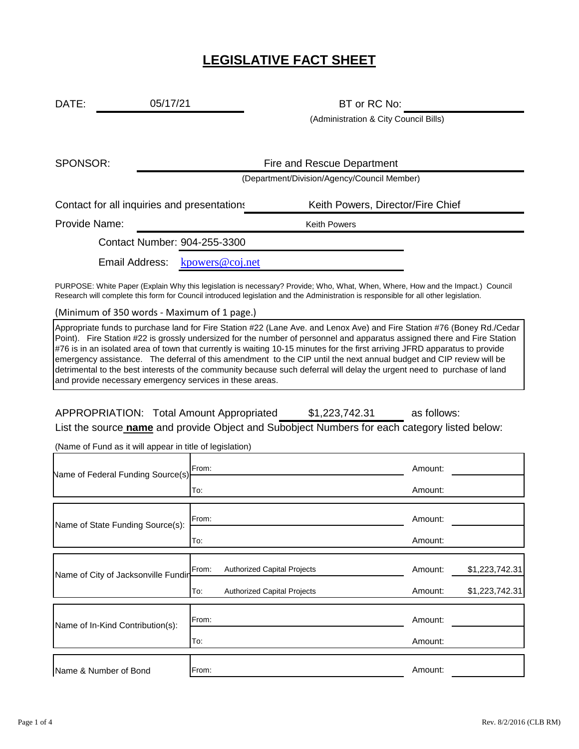# LEGISLATIVE FACT SHEET

DATE: 05/17/21

BT or RC No:

(Administration & City Council Bills)

SPONSOR: Fire and Rescue Department

(Department/Division/Agency/Council Member)

Contact for all inquiries and presentations: Keith Powers, Director/Fire Chief

Provide Name: Keith Powers

Contact Number: 904-255-3300

Email Address: kpowers@coj.net

PURPOSE: White Paper (Explain Why this legislation is necessary? Provide; Who, What, When, Where, How and the Impact.) Council Research will complete this form for Council introduced legislation and the Administration is responsible for all other legislation.

(Minimum of 350 words - Maximum of 1 page.)

Appropriate funds to purchase land for Fire Station #22 (Lane Ave. and Lenox Ave) and Fire Station #76 (Boney Rd./Cedar Point). Fire Station #22 is grossly undersized for the number of personnel and apparatus assigned there and Fire Station #76 is in an isolated area of town that currently is waiting 10-15 minutes for the first arriving JFRD apparatus to provide emergency assistance. The deferral of this amendment to the CIP until the next annual budget and CIP review will be detrimental to the best interests of the community because such deferral will delay the urgent need to purchase of land and provide necessary emergency services in these areas.

APPROPRIATION: Total Amount Appropriated $1,223,742.31 as follows:

List the source **name** and provide Object and Subobject Numbers for each category listed below:

(Name of Fund as it will appear in title of legislation)

| Source | | | Amount |
|---|---|---|---|
| Name of Federal Funding Source(s) | From: | | |
| | To: | | |
| Name of State Funding Source(s): | From: | | |
| | To: | | |
| Name of City of Jacksonville Funding | From: | Authorized Capital Projects | $1,223,742.31 |
| | To: | Authorized Capital Projects | $1,223,742.31 |
| Name of In-Kind Contribution(s): | From: | | |
| | To: | | |
| Name & Number of Bond | From: | | |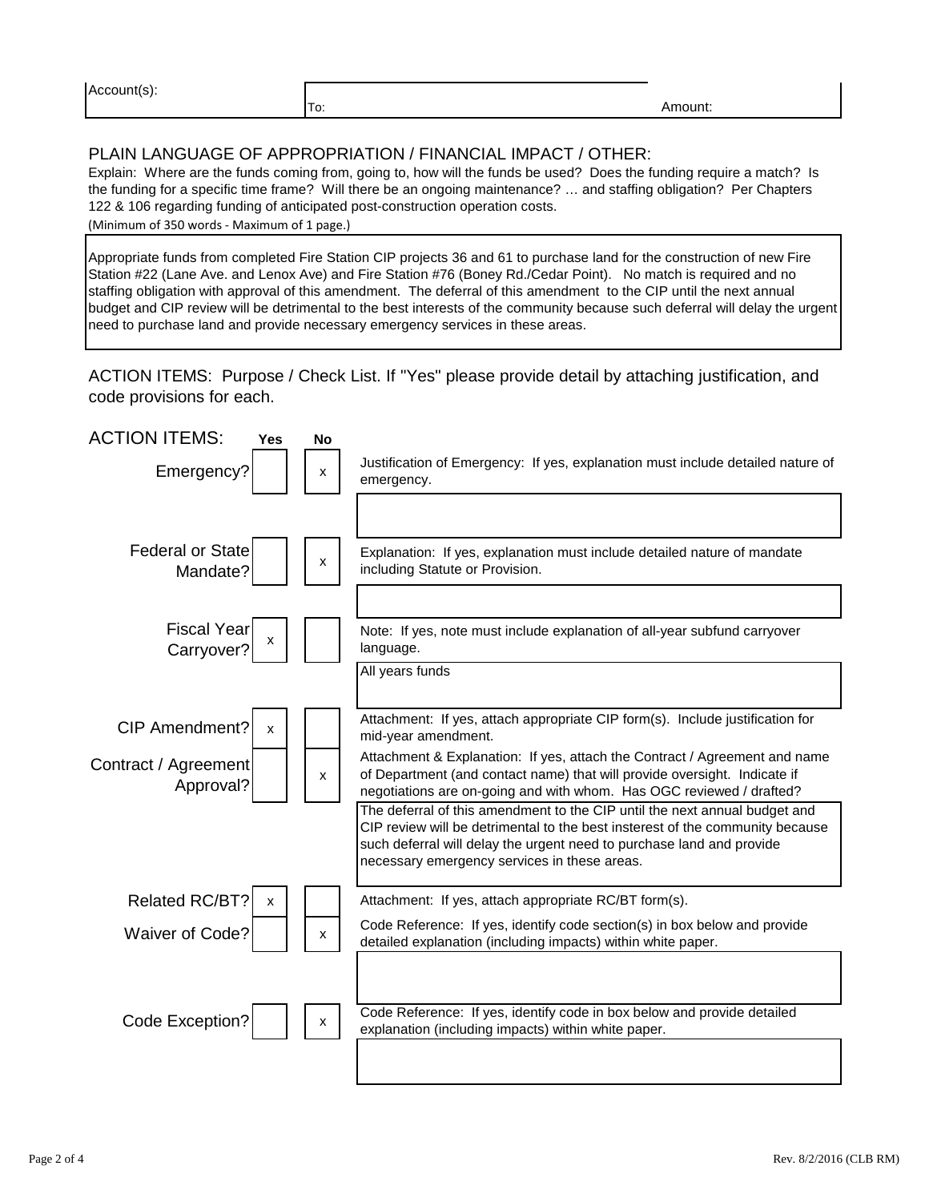| Account(s): | To: | Amount: |
|---|---|---|

PLAIN LANGUAGE OF APPROPRIATION / FINANCIAL IMPACT / OTHER:

Explain: Where are the funds coming from, going to, how will the funds be used? Does the funding require a match? Is the funding for a specific time frame? Will there be an ongoing maintenance? … and staffing obligation? Per Chapters 122 & 106 regarding funding of anticipated post-construction operation costs.

(Minimum of 350 words - Maximum of 1 page.)

Appropriate funds from completed Fire Station CIP projects 36 and 61 to purchase land for the construction of new Fire Station #22 (Lane Ave. and Lenox Ave) and Fire Station #76 (Boney Rd./Cedar Point). No match is required and no staffing obligation with approval of this amendment. The deferral of this amendment to the CIP until the next annual budget and CIP review will be detrimental to the best interests of the community because such deferral will delay the urgent need to purchase land and provide necessary emergency services in these areas.

ACTION ITEMS: Purpose / Check List. If "Yes" please provide detail by attaching justification, and code provisions for each.

| ACTION ITEMS: | Yes | No | |
|---|---|---|---|
| Emergency? | | x | Justification of Emergency: If yes, explanation must include detailed nature of emergency. |
| | | | |
| Federal or State Mandate? | | x | Explanation: If yes, explanation must include detailed nature of mandate including Statute or Provision. |
| | | | |
| Fiscal Year Carryover? | x | | Note: If yes, note must include explanation of all-year subfund carryover language. |
| | | | All years funds |
| CIP Amendment? | x | | Attachment: If yes, attach appropriate CIP form(s). Include justification for mid-year amendment. |
| Contract / Agreement Approval? | | x | Attachment & Explanation: If yes, attach the Contract / Agreement and name of Department (and contact name) that will provide oversight. Indicate if negotiations are on-going and with whom. Has OGC reviewed / drafted? |
| | | | The deferral of this amendment to the CIP until the next annual budget and CIP review will be detrimental to the best insterest of the community because such deferral will delay the urgent need to purchase land and provide necessary emergency services in these areas. |
| Related RC/BT? | x | | Attachment: If yes, attach appropriate RC/BT form(s). |
| Waiver of Code? | | x | Code Reference: If yes, identify code section(s) in box below and provide detailed explanation (including impacts) within white paper. |
| | | | |
| Code Exception? | | x | Code Reference: If yes, identify code in box below and provide detailed explanation (including impacts) within white paper. |
| | | | |

Rev. 8/2/2016 (CLB RM)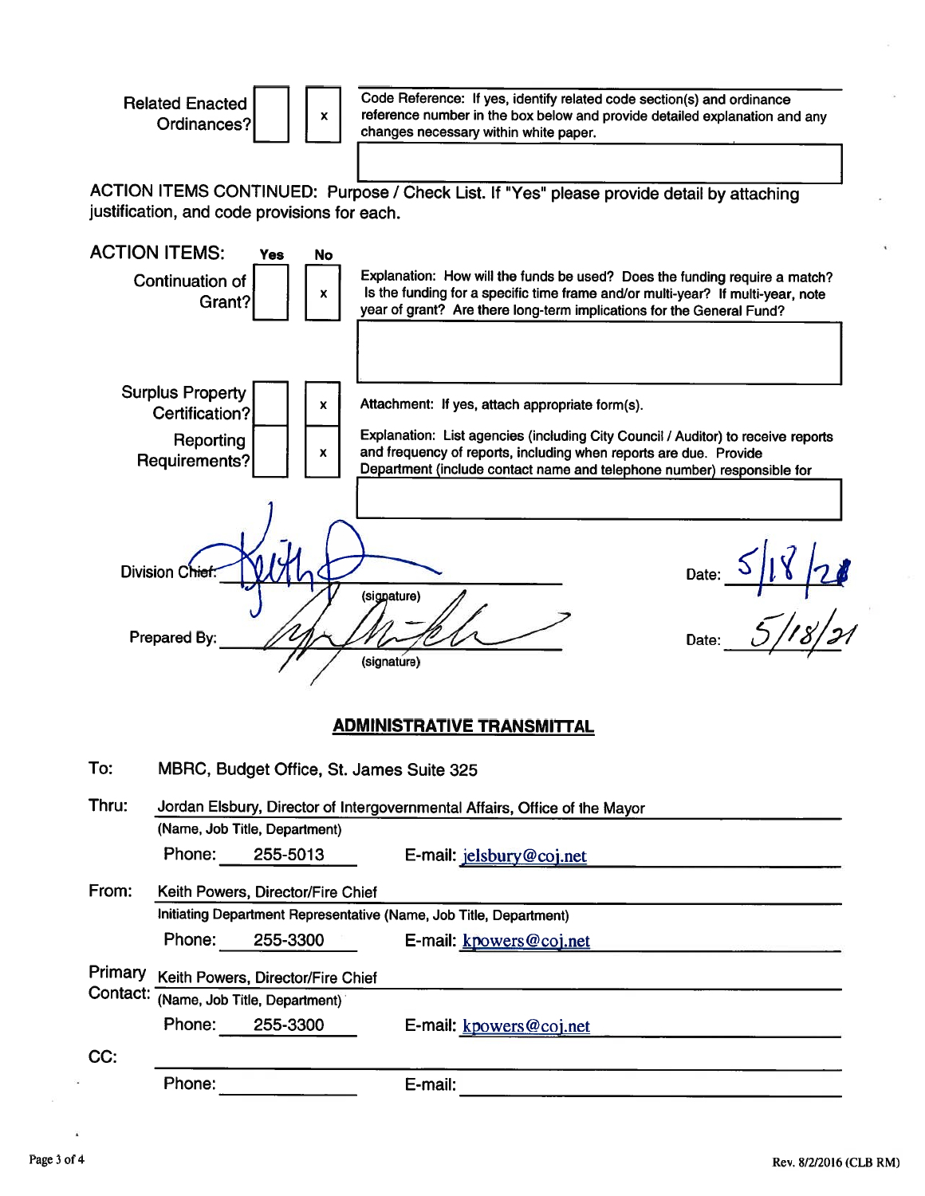| | Yes | No | |
|---|---|---|---|
| Related Enacted Ordinances? | | x | Code Reference: If yes, identify related code section(s) and ordinance reference number in the box below and provide detailed explanation and any changes necessary within white paper. |

ACTION ITEMS CONTINUED: Purpose / Check List. If "Yes" please provide detail by attaching justification, and code provisions for each.

| ACTION ITEMS: | Yes | No | |
|---|---|---|---|
| Continuation of Grant? | | x | Explanation: How will the funds be used? Does the funding require a match? Is the funding for a specific time frame and/or multi-year? If multi-year, note year of grant? Are there long-term implications for the General Fund? |
| Surplus Property Certification? | | x | Attachment: If yes, attach appropriate form(s). |
| Reporting Requirements? | | x | Explanation: List agencies (including City Council / Auditor) to receive reports and frequency of reports, including when reports are due. Provide Department (include contact name and telephone number) responsible for |

Division Chief: *[signature]* (signature) Date: 5/18/20

Prepared By: *[signature]* (signature) Date: 5/18/21

## ADMINISTRATIVE TRANSMITTAL

**To:** MBRC, Budget Office, St. James Suite 325

**Thru:** Jordan Elsbury, Director of Intergovernmental Affairs, Office of the Mayor
(Name, Job Title, Department)
Phone: 255-5013 E-mail: jelsbury@coj.net

**From:** Keith Powers, Director/Fire Chief
Initiating Department Representative (Name, Job Title, Department)
Phone: 255-3300 E-mail: kpowers@coj.net

**Primary Contact:** Keith Powers, Director/Fire Chief
(Name, Job Title, Department)
Phone: 255-3300 E-mail: kpowers@coj.net

**CC:**
Phone: E-mail: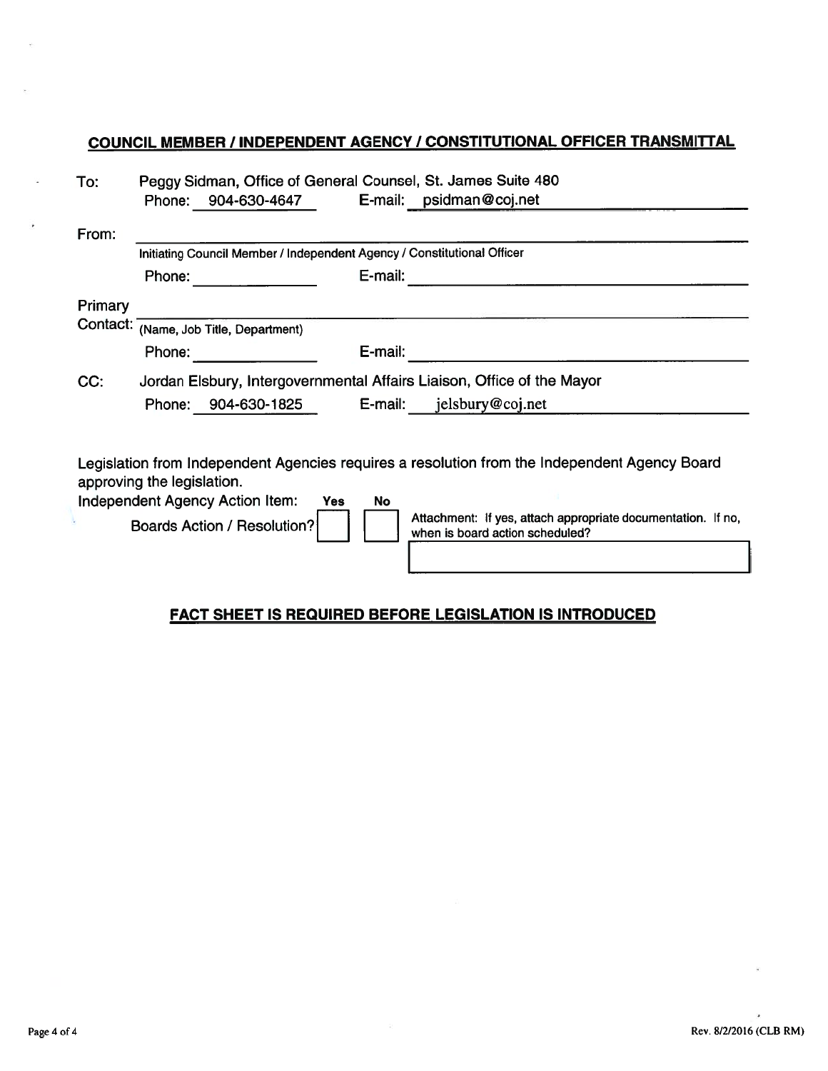## COUNCIL MEMBER / INDEPENDENT AGENCY / CONSTITUTIONAL OFFICER TRANSMITTAL

To: Peggy Sidman, Office of General Counsel, St. James Suite 480
Phone: 904-630-4647 E-mail: psidman@coj.net

From: ______________________________
Initiating Council Member / Independent Agency / Constitutional Officer
Phone: __________ E-mail: __________

Primary Contact: ______________________________
(Name, Job Title, Department)
Phone: __________ E-mail: __________

CC: Jordan Elsbury, Intergovernmental Affairs Liaison, Office of the Mayor
Phone: 904-630-1825 E-mail: jelsbury@coj.net

Legislation from Independent Agencies requires a resolution from the Independent Agency Board approving the legislation.

Independent Agency Action Item: Yes No

Boards Action / Resolution? ☐ ☐

Attachment: If yes, attach appropriate documentation. If no, when is board action scheduled?

______________________________

**FACT SHEET IS REQUIRED BEFORE LEGISLATION IS INTRODUCED**

Rev. 8/2/2016 (CLB RM)